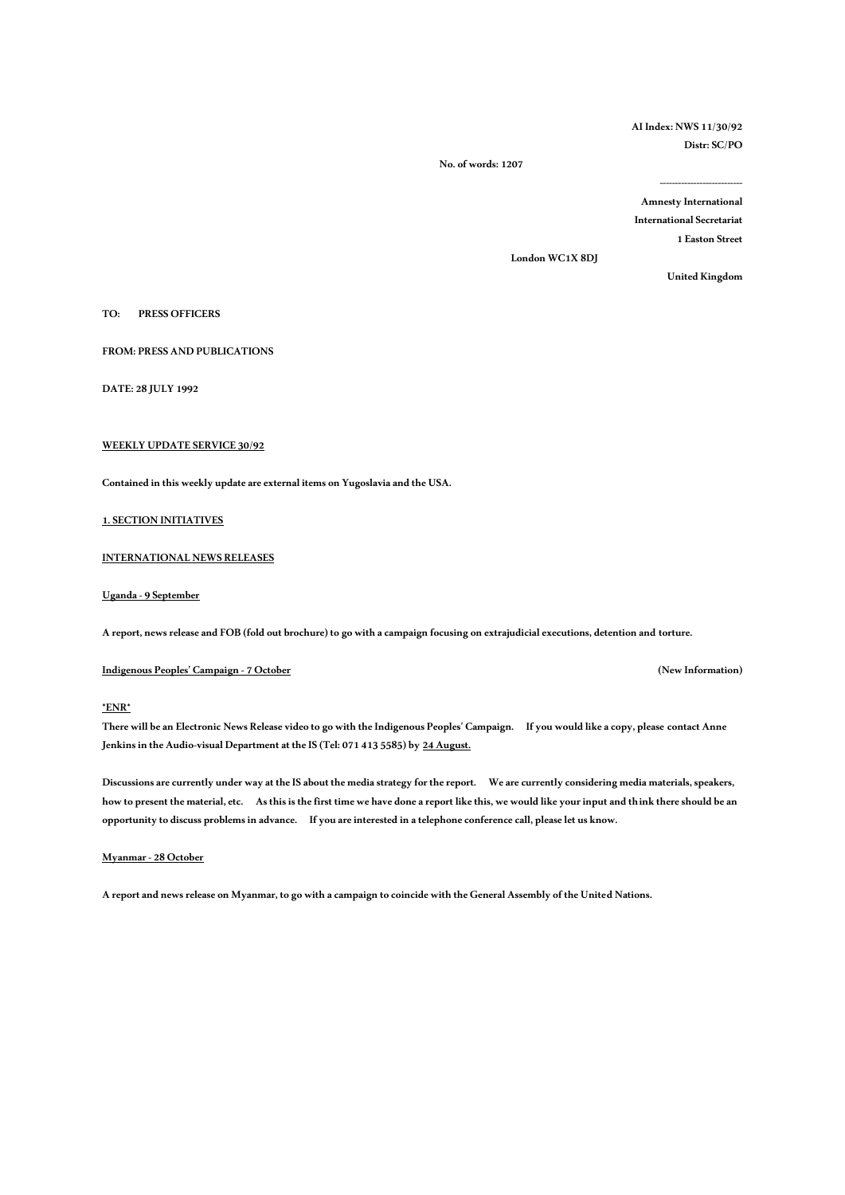**AI Index: NWS 11/30/92**
**Distr: SC/PO**

**No. of words: 1207**

---

**Amnesty International**
**International Secretariat**
**1 Easton Street**
**London WC1X 8DJ**
**United Kingdom**

**TO: PRESS OFFICERS**

**FROM: PRESS AND PUBLICATIONS**

**DATE: 28 JULY 1992**

**WEEKLY UPDATE SERVICE 30/92**

**Contained in this weekly update are external items on Yugoslavia and the USA.**

**1. SECTION INITIATIVES**

**INTERNATIONAL NEWS RELEASES**

**Uganda - 9 September**

**A report, news release and FOB (fold out brochure) to go with a campaign focusing on extrajudicial executions, detention and torture.**

**Indigenous Peoples' Campaign - 7 October** **(New Information)**

***ENR***

**There will be an Electronic News Release video to go with the Indigenous Peoples' Campaign. If you would like a copy, please contact Anne Jenkins in the Audio-visual Department at the IS (Tel: 071 413 5585) by 24 August.**

**Discussions are currently under way at the IS about the media strategy for the report. We are currently considering media materials, speakers, how to present the material, etc. As this is the first time we have done a report like this, we would like your input and think there should be an opportunity to discuss problems in advance. If you are interested in a telephone conference call, please let us know.**

**Myanmar - 28 October**

**A report and news release on Myanmar, to go with a campaign to coincide with the General Assembly of the United Nations.**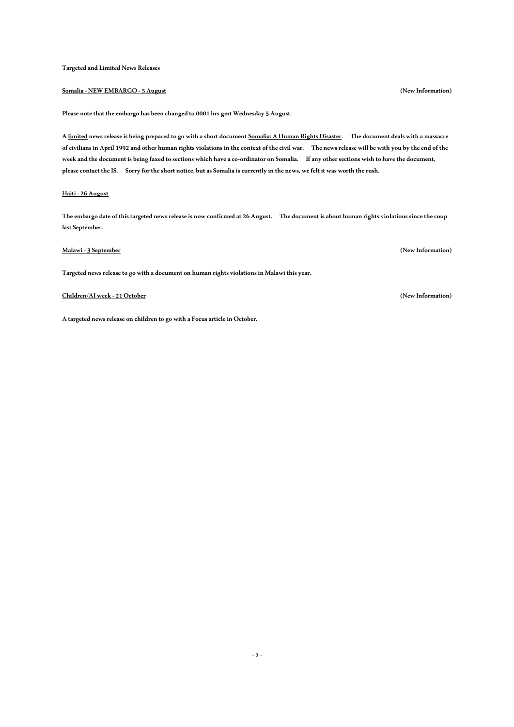**Targeted and Limited News Releases**

**Somalia - NEW EMBARGO - 5 August** **(New Information)**

**Please note that the embargo has been changed to 0001 hrs gmt Wednesday 5 August.**

**A limited news release is being prepared to go with a short document Somalia: A Human Rights Disaster. The document deals with a massacre of civilians in April 1992 and other human rights violations in the context of the civil war. The news release will be with you by the end of the week and the document is being faxed to sections which have a co-ordinator on Somalia. If any other sections wish to have the document, please contact the IS. Sorry for the short notice, but as Somalia is currently in the news, we felt it was worth the rush.**

**Haiti - 26 August**

**The embargo date of this targeted news release is now confirmed at 26 August. The document is about human rights violations since the coup last September.**

**Malawi - 3 September** **(New Information)**

**Targeted news release to go with a document on human rights violations in Malawi this year.**

**Children/AI week - 21 October** **(New Information)**

**A targeted news release on children to go with a Focus article in October.**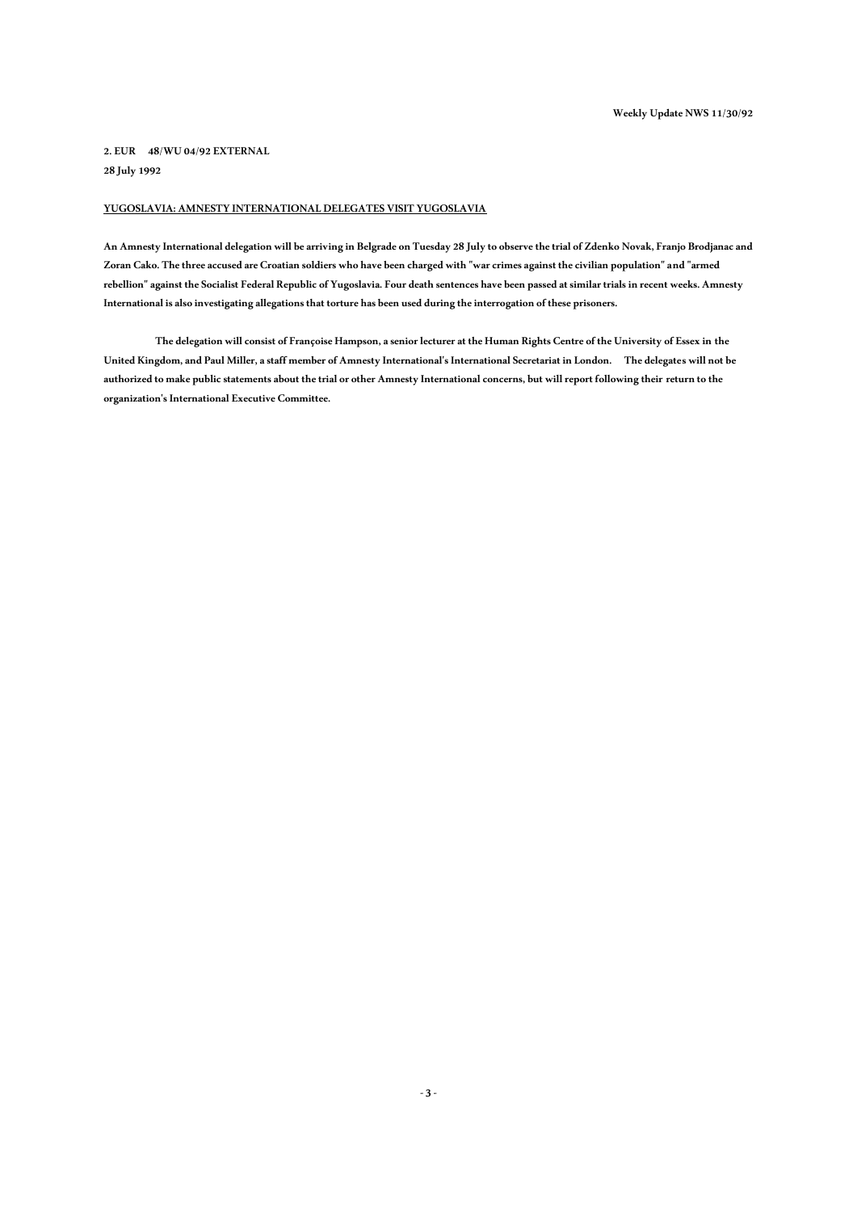**2. EUR 48/WU 04/92 EXTERNAL**
**28 July 1992**

## YUGOSLAVIA: AMNESTY INTERNATIONAL DELEGATES VISIT YUGOSLAVIA

**An Amnesty International delegation will be arriving in Belgrade on Tuesday 28 July to observe the trial of Zdenko Novak, Franjo Brodjanac and Zoran Cako. The three accused are Croatian soldiers who have been charged with "war crimes against the civilian population" and "armed rebellion" against the Socialist Federal Republic of Yugoslavia. Four death sentences have been passed at similar trials in recent weeks. Amnesty International is also investigating allegations that torture has been used during the interrogation of these prisoners.**

**The delegation will consist of Françoise Hampson, a senior lecturer at the Human Rights Centre of the University of Essex in the United Kingdom, and Paul Miller, a staff member of Amnesty International's International Secretariat in London. The delegates will not be authorized to make public statements about the trial or other Amnesty International concerns, but will report following their return to the organization's International Executive Committee.**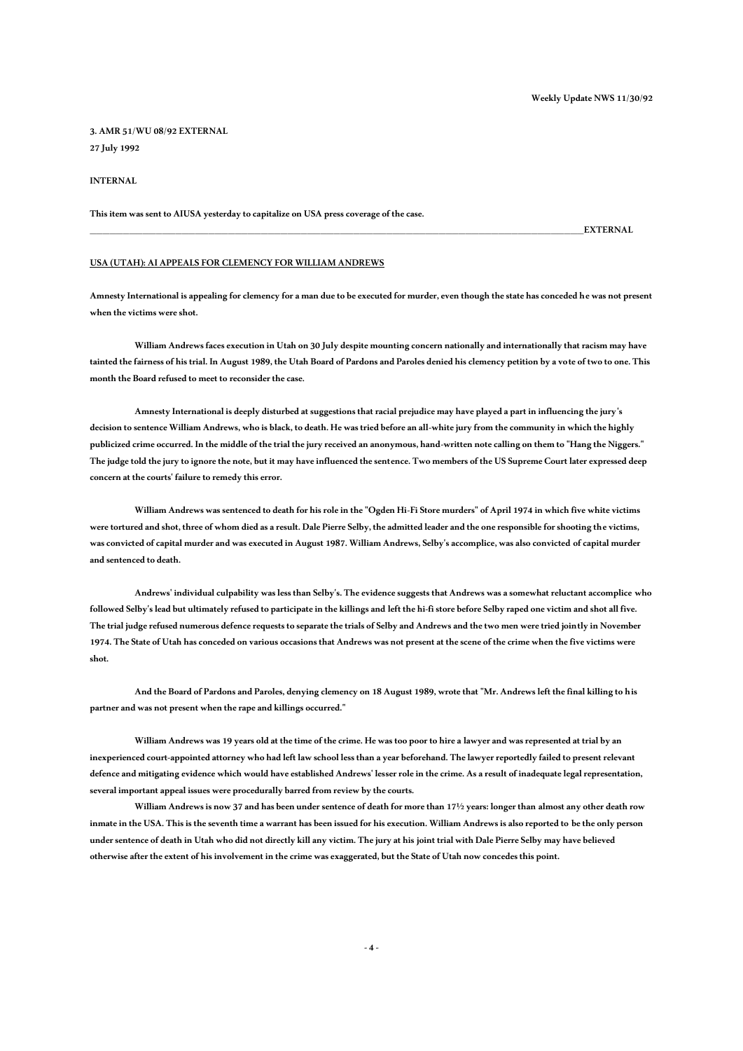**3. AMR 51/WU 08/92 EXTERNAL**

**27 July 1992**

**INTERNAL**

**This item was sent to AIUSA yesterday to capitalize on USA press coverage of the case.**

**\_\_\_\_\_\_\_\_\_\_\_\_\_\_\_\_\_\_\_\_\_\_\_\_\_\_\_\_\_\_\_\_\_\_\_\_\_\_\_\_\_\_\_\_\_\_\_\_\_\_\_\_\_\_\_\_\_\_\_\_\_\_\_\_\_\_\_\_\_\_\_\_\_\_\_\_\_\_\_\_\_\_\_\_\_\_\_\_\_\_\_\_\_\_EXTERNAL**

**USA (UTAH): AI APPEALS FOR CLEMENCY FOR WILLIAM ANDREWS**

**Amnesty International is appealing for clemency for a man due to be executed for murder, even though the state has conceded he was not present when the victims were shot.**

**William Andrews faces execution in Utah on 30 July despite mounting concern nationally and internationally that racism may have tainted the fairness of his trial. In August 1989, the Utah Board of Pardons and Paroles denied his clemency petition by a vote of two to one. This month the Board refused to meet to reconsider the case.**

**Amnesty International is deeply disturbed at suggestions that racial prejudice may have played a part in influencing the jury's decision to sentence William Andrews, who is black, to death. He was tried before an all-white jury from the community in which the highly publicized crime occurred. In the middle of the trial the jury received an anonymous, hand-written note calling on them to "Hang the Niggers." The judge told the jury to ignore the note, but it may have influenced the sentence. Two members of the US Supreme Court later expressed deep concern at the courts' failure to remedy this error.**

**William Andrews was sentenced to death for his role in the "Ogden Hi-Fi Store murders" of April 1974 in which five white victims were tortured and shot, three of whom died as a result. Dale Pierre Selby, the admitted leader and the one responsible for shooting the victims, was convicted of capital murder and was executed in August 1987. William Andrews, Selby's accomplice, was also convicted of capital murder and sentenced to death.**

**Andrews' individual culpability was less than Selby's. The evidence suggests that Andrews was a somewhat reluctant accomplice who followed Selby's lead but ultimately refused to participate in the killings and left the hi-fi store before Selby raped one victim and shot all five. The trial judge refused numerous defence requests to separate the trials of Selby and Andrews and the two men were tried jointly in November 1974. The State of Utah has conceded on various occasions that Andrews was not present at the scene of the crime when the five victims were shot.**

**And the Board of Pardons and Paroles, denying clemency on 18 August 1989, wrote that "Mr. Andrews left the final killing to his partner and was not present when the rape and killings occurred."**

**William Andrews was 19 years old at the time of the crime. He was too poor to hire a lawyer and was represented at trial by an inexperienced court-appointed attorney who had left law school less than a year beforehand. The lawyer reportedly failed to present relevant defence and mitigating evidence which would have established Andrews' lesser role in the crime. As a result of inadequate legal representation, several important appeal issues were procedurally barred from review by the courts.**

**William Andrews is now 37 and has been under sentence of death for more than 17½ years: longer than almost any other death row inmate in the USA. This is the seventh time a warrant has been issued for his execution. William Andrews is also reported to be the only person under sentence of death in Utah who did not directly kill any victim. The jury at his joint trial with Dale Pierre Selby may have believed otherwise after the extent of his involvement in the crime was exaggerated, but the State of Utah now concedes this point.**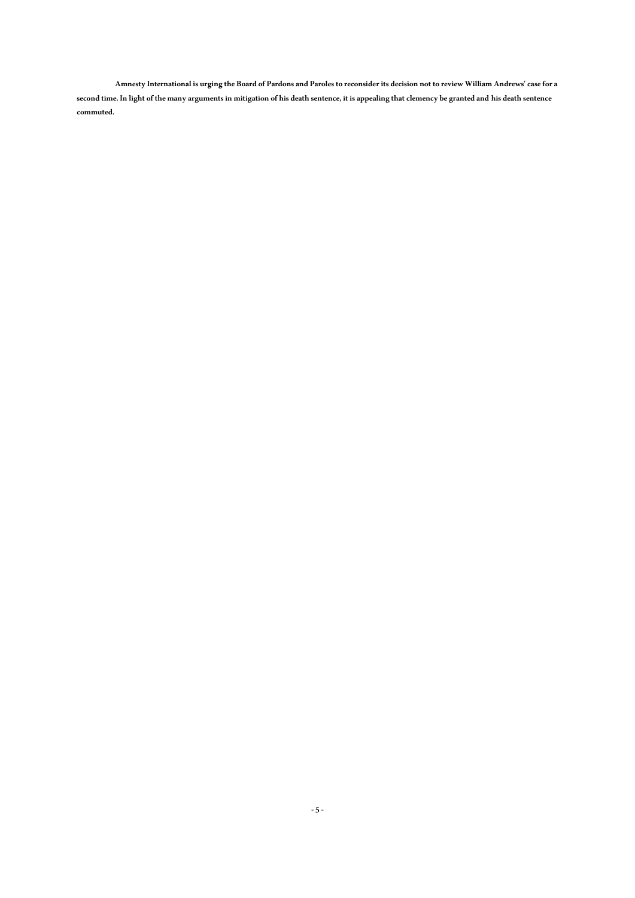**Amnesty International is urging the Board of Pardons and Paroles to reconsider its decision not to review William Andrews' case for a second time. In light of the many arguments in mitigation of his death sentence, it is appealing that clemency be granted and his death sentence commuted.**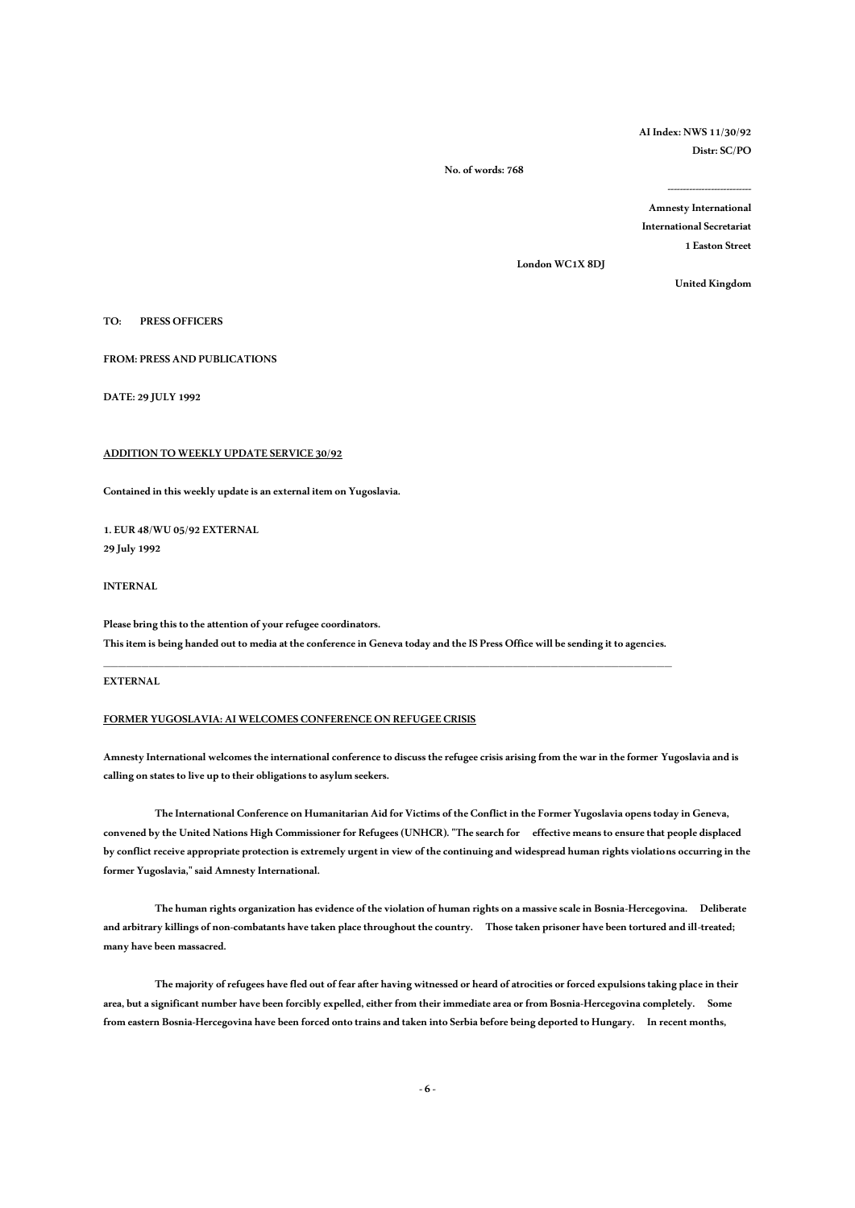AI Index: NWS 11/30/92

Distr: SC/PO

No. of words: 768

---------------------------

Amnesty International

International Secretariat

1 Easton Street

London WC1X 8DJ

United Kingdom

**TO: PRESS OFFICERS**

**FROM: PRESS AND PUBLICATIONS**

**DATE: 29 JULY 1992**

**ADDITION TO WEEKLY UPDATE SERVICE 30/92**

Contained in this weekly update is an external item on Yugoslavia.

1. EUR 48/WU 05/92 EXTERNAL
29 July 1992

**INTERNAL**

Please bring this to the attention of your refugee coordinators.
This item is being handed out to media at the conference in Geneva today and the IS Press Office will be sending it to agencies.

---

**EXTERNAL**

## FORMER YUGOSLAVIA: AI WELCOMES CONFERENCE ON REFUGEE CRISIS

Amnesty International welcomes the international conference to discuss the refugee crisis arising from the war in the former Yugoslavia and is calling on states to live up to their obligations to asylum seekers.

The International Conference on Humanitarian Aid for Victims of the Conflict in the Former Yugoslavia opens today in Geneva, convened by the United Nations High Commissioner for Refugees (UNHCR). "The search for effective means to ensure that people displaced by conflict receive appropriate protection is extremely urgent in view of the continuing and widespread human rights violations occurring in the former Yugoslavia," said Amnesty International.

The human rights organization has evidence of the violation of human rights on a massive scale in Bosnia-Hercegovina. Deliberate and arbitrary killings of non-combatants have taken place throughout the country. Those taken prisoner have been tortured and ill-treated; many have been massacred.

The majority of refugees have fled out of fear after having witnessed or heard of atrocities or forced expulsions taking place in their area, but a significant number have been forcibly expelled, either from their immediate area or from Bosnia-Hercegovina completely. Some from eastern Bosnia-Hercegovina have been forced onto trains and taken into Serbia before being deported to Hungary. In recent months,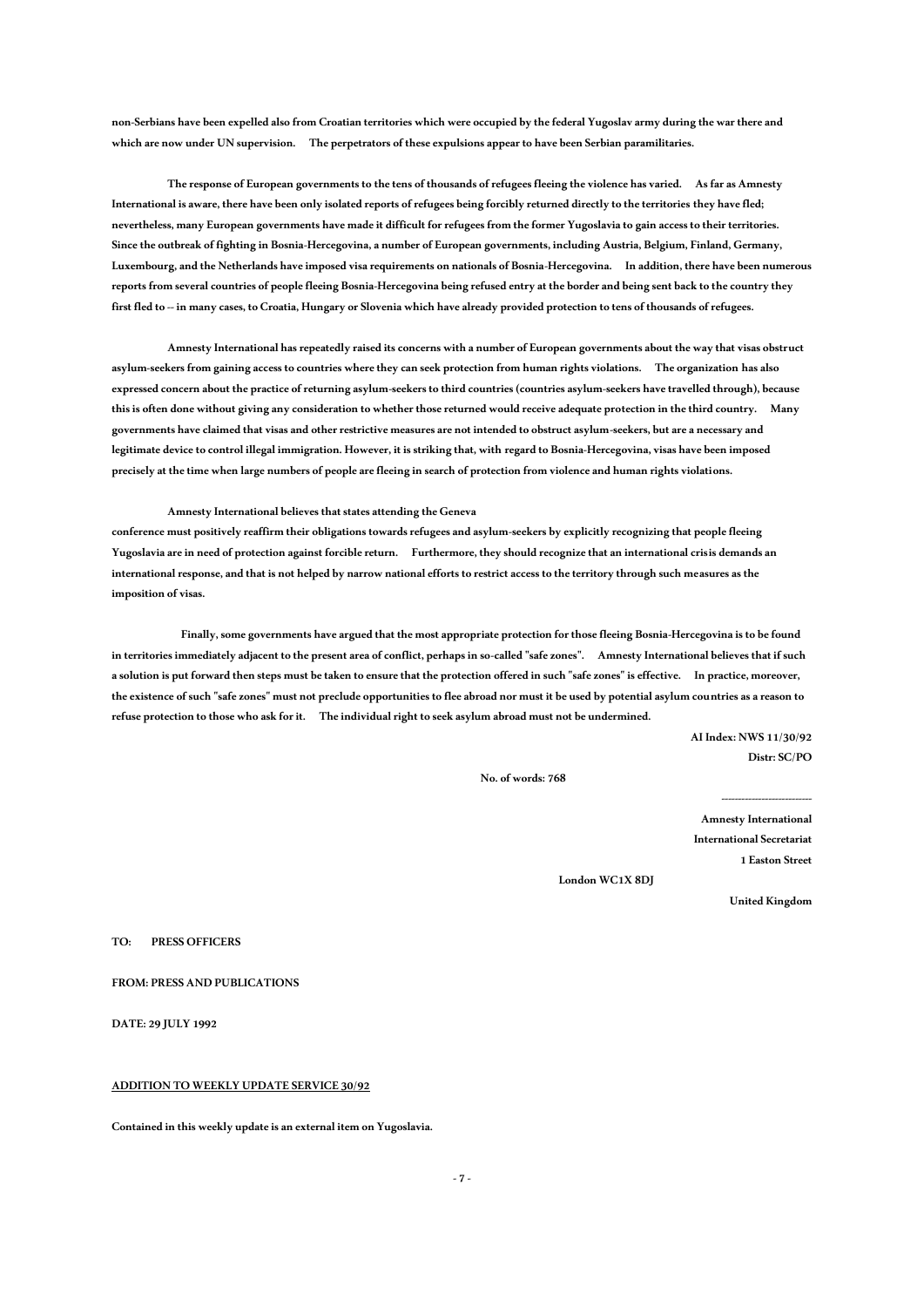non-Serbians have been expelled also from Croatian territories which were occupied by the federal Yugoslav army during the war there and which are now under UN supervision. The perpetrators of these expulsions appear to have been Serbian paramilitaries.

The response of European governments to the tens of thousands of refugees fleeing the violence has varied. As far as Amnesty International is aware, there have been only isolated reports of refugees being forcibly returned directly to the territories they have fled; nevertheless, many European governments have made it difficult for refugees from the former Yugoslavia to gain access to their territories. Since the outbreak of fighting in Bosnia-Hercegovina, a number of European governments, including Austria, Belgium, Finland, Germany, Luxembourg, and the Netherlands have imposed visa requirements on nationals of Bosnia-Hercegovina. In addition, there have been numerous reports from several countries of people fleeing Bosnia-Hercegovina being refused entry at the border and being sent back to the country they first fled to -- in many cases, to Croatia, Hungary or Slovenia which have already provided protection to tens of thousands of refugees.

Amnesty International has repeatedly raised its concerns with a number of European governments about the way that visas obstruct asylum-seekers from gaining access to countries where they can seek protection from human rights violations. The organization has also expressed concern about the practice of returning asylum-seekers to third countries (countries asylum-seekers have travelled through), because this is often done without giving any consideration to whether those returned would receive adequate protection in the third country. Many governments have claimed that visas and other restrictive measures are not intended to obstruct asylum-seekers, but are a necessary and legitimate device to control illegal immigration. However, it is striking that, with regard to Bosnia-Hercegovina, visas have been imposed precisely at the time when large numbers of people are fleeing in search of protection from violence and human rights violations.

Amnesty International believes that states attending the Geneva conference must positively reaffirm their obligations towards refugees and asylum-seekers by explicitly recognizing that people fleeing Yugoslavia are in need of protection against forcible return. Furthermore, they should recognize that an international crisis demands an international response, and that is not helped by narrow national efforts to restrict access to the territory through such measures as the imposition of visas.

Finally, some governments have argued that the most appropriate protection for those fleeing Bosnia-Hercegovina is to be found in territories immediately adjacent to the present area of conflict, perhaps in so-called "safe zones". Amnesty International believes that if such a solution is put forward then steps must be taken to ensure that the protection offered in such "safe zones" is effective. In practice, moreover, the existence of such "safe zones" must not preclude opportunities to flee abroad nor must it be used by potential asylum countries as a reason to refuse protection to those who ask for it. The individual right to seek asylum abroad must not be undermined.

AI Index: NWS 11/30/92
Distr: SC/PO

No. of words: 768

---

Amnesty International
International Secretariat
1 Easton Street
London WC1X 8DJ
United Kingdom

TO: PRESS OFFICERS

FROM: PRESS AND PUBLICATIONS

DATE: 29 JULY 1992

ADDITION TO WEEKLY UPDATE SERVICE 30/92

Contained in this weekly update is an external item on Yugoslavia.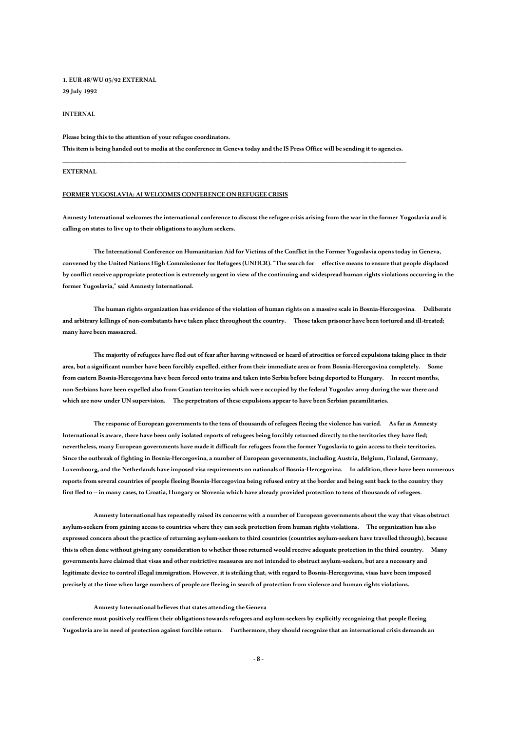**1. EUR 48/WU 05/92 EXTERNAL**
**29 July 1992**

**INTERNAL**

**Please bring this to the attention of your refugee coordinators.**
**This item is being handed out to media at the conference in Geneva today and the IS Press Office will be sending it to agencies.**

---

**EXTERNAL**

**FORMER YUGOSLAVIA: AI WELCOMES CONFERENCE ON REFUGEE CRISIS**

**Amnesty International welcomes the international conference to discuss the refugee crisis arising from the war in the former Yugoslavia and is calling on states to live up to their obligations to asylum seekers.**

**The International Conference on Humanitarian Aid for Victims of the Conflict in the Former Yugoslavia opens today in Geneva, convened by the United Nations High Commissioner for Refugees (UNHCR). "The search for effective means to ensure that people displaced by conflict receive appropriate protection is extremely urgent in view of the continuing and widespread human rights violations occurring in the former Yugoslavia," said Amnesty International.**

**The human rights organization has evidence of the violation of human rights on a massive scale in Bosnia-Hercegovina. Deliberate and arbitrary killings of non-combatants have taken place throughout the country. Those taken prisoner have been tortured and ill-treated; many have been massacred.**

**The majority of refugees have fled out of fear after having witnessed or heard of atrocities or forced expulsions taking place in their area, but a significant number have been forcibly expelled, either from their immediate area or from Bosnia-Hercegovina completely. Some from eastern Bosnia-Hercegovina have been forced onto trains and taken into Serbia before being deported to Hungary. In recent months, non-Serbians have been expelled also from Croatian territories which were occupied by the federal Yugoslav army during the war there and which are now under UN supervision. The perpetrators of these expulsions appear to have been Serbian paramilitaries.**

**The response of European governments to the tens of thousands of refugees fleeing the violence has varied. As far as Amnesty International is aware, there have been only isolated reports of refugees being forcibly returned directly to the territories they have fled; nevertheless, many European governments have made it difficult for refugees from the former Yugoslavia to gain access to their territories. Since the outbreak of fighting in Bosnia-Hercegovina, a number of European governments, including Austria, Belgium, Finland, Germany, Luxembourg, and the Netherlands have imposed visa requirements on nationals of Bosnia-Hercegovina. In addition, there have been numerous reports from several countries of people fleeing Bosnia-Hercegovina being refused entry at the border and being sent back to the country they first fled to -- in many cases, to Croatia, Hungary or Slovenia which have already provided protection to tens of thousands of refugees.**

**Amnesty International has repeatedly raised its concerns with a number of European governments about the way that visas obstruct asylum-seekers from gaining access to countries where they can seek protection from human rights violations. The organization has also expressed concern about the practice of returning asylum-seekers to third countries (countries asylum-seekers have travelled through), because this is often done without giving any consideration to whether those returned would receive adequate protection in the third country. Many governments have claimed that visas and other restrictive measures are not intended to obstruct asylum-seekers, but are a necessary and legitimate device to control illegal immigration. However, it is striking that, with regard to Bosnia-Hercegovina, visas have been imposed precisely at the time when large numbers of people are fleeing in search of protection from violence and human rights violations.**

**Amnesty International believes that states attending the Geneva conference must positively reaffirm their obligations towards refugees and asylum-seekers by explicitly recognizing that people fleeing Yugoslavia are in need of protection against forcible return. Furthermore, they should recognize that an international crisis demands an**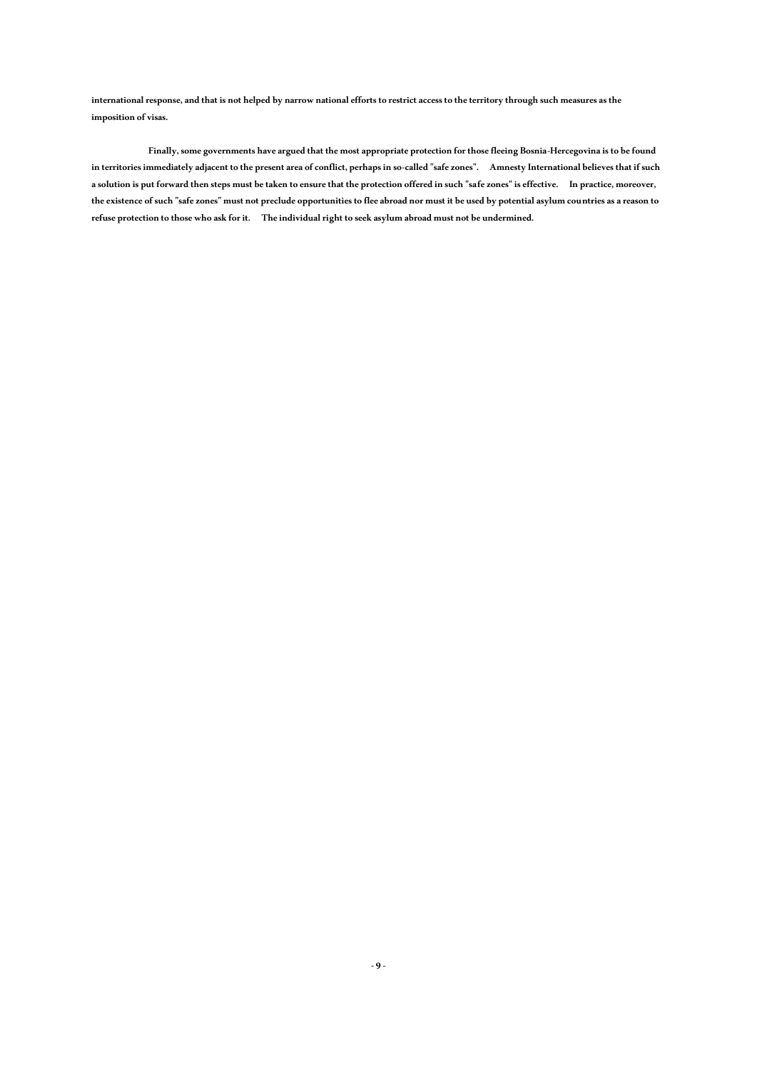international response, and that is not helped by narrow national efforts to restrict access to the territory through such measures as the imposition of visas.

Finally, some governments have argued that the most appropriate protection for those fleeing Bosnia-Hercegovina is to be found in territories immediately adjacent to the present area of conflict, perhaps in so-called "safe zones". Amnesty International believes that if such a solution is put forward then steps must be taken to ensure that the protection offered in such "safe zones" is effective. In practice, moreover, the existence of such "safe zones" must not preclude opportunities to flee abroad nor must it be used by potential asylum countries as a reason to refuse protection to those who ask for it. The individual right to seek asylum abroad must not be undermined.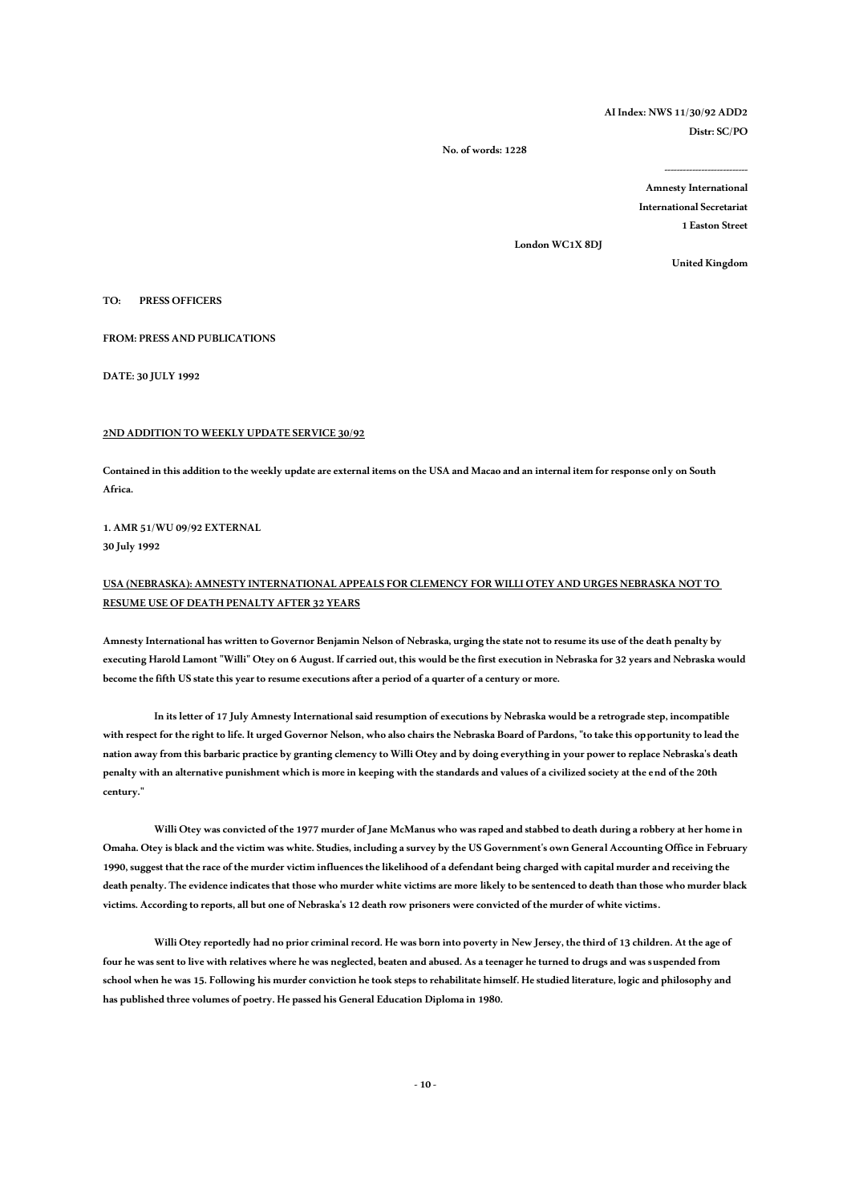AI Index: NWS 11/30/92 ADD2

Distr: SC/PO

No. of words: 1228

Amnesty International

International Secretariat

1 Easton Street

London WC1X 8DJ

United Kingdom

**TO: PRESS OFFICERS**

**FROM: PRESS AND PUBLICATIONS**

**DATE: 30 JULY 1992**

## 2ND ADDITION TO WEEKLY UPDATE SERVICE 30/92

Contained in this addition to the weekly update are external items on the USA and Macao and an internal item for response only on South Africa.

**1. AMR 51/WU 09/92 EXTERNAL**
**30 July 1992**

### USA (NEBRASKA): AMNESTY INTERNATIONAL APPEALS FOR CLEMENCY FOR WILLI OTEY AND URGES NEBRASKA NOT TO RESUME USE OF DEATH PENALTY AFTER 32 YEARS

Amnesty International has written to Governor Benjamin Nelson of Nebraska, urging the state not to resume its use of the death penalty by executing Harold Lamont "Willi" Otey on 6 August. If carried out, this would be the first execution in Nebraska for 32 years and Nebraska would become the fifth US state this year to resume executions after a period of a quarter of a century or more.

In its letter of 17 July Amnesty International said resumption of executions by Nebraska would be a retrograde step, incompatible with respect for the right to life. It urged Governor Nelson, who also chairs the Nebraska Board of Pardons, "to take this opportunity to lead the nation away from this barbaric practice by granting clemency to Willi Otey and by doing everything in your power to replace Nebraska's death penalty with an alternative punishment which is more in keeping with the standards and values of a civilized society at the end of the 20th century."

Willi Otey was convicted of the 1977 murder of Jane McManus who was raped and stabbed to death during a robbery at her home in Omaha. Otey is black and the victim was white. Studies, including a survey by the US Government's own General Accounting Office in February 1990, suggest that the race of the murder victim influences the likelihood of a defendant being charged with capital murder and receiving the death penalty. The evidence indicates that those who murder white victims are more likely to be sentenced to death than those who murder black victims. According to reports, all but one of Nebraska's 12 death row prisoners were convicted of the murder of white victims.

Willi Otey reportedly had no prior criminal record. He was born into poverty in New Jersey, the third of 13 children. At the age of four he was sent to live with relatives where he was neglected, beaten and abused. As a teenager he turned to drugs and was suspended from school when he was 15. Following his murder conviction he took steps to rehabilitate himself. He studied literature, logic and philosophy and has published three volumes of poetry. He passed his General Education Diploma in 1980.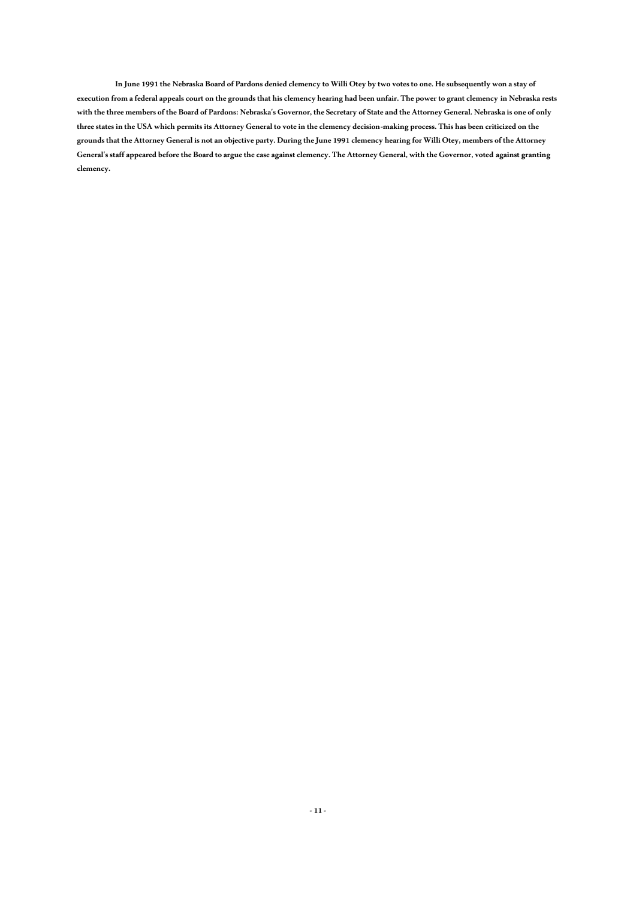**In June 1991 the Nebraska Board of Pardons denied clemency to Willi Otey by two votes to one. He subsequently won a stay of execution from a federal appeals court on the grounds that his clemency hearing had been unfair. The power to grant clemency in Nebraska rests with the three members of the Board of Pardons: Nebraska's Governor, the Secretary of State and the Attorney General. Nebraska is one of only three states in the USA which permits its Attorney General to vote in the clemency decision-making process. This has been criticized on the grounds that the Attorney General is not an objective party. During the June 1991 clemency hearing for Willi Otey, members of the Attorney General's staff appeared before the Board to argue the case against clemency. The Attorney General, with the Governor, voted against granting clemency.**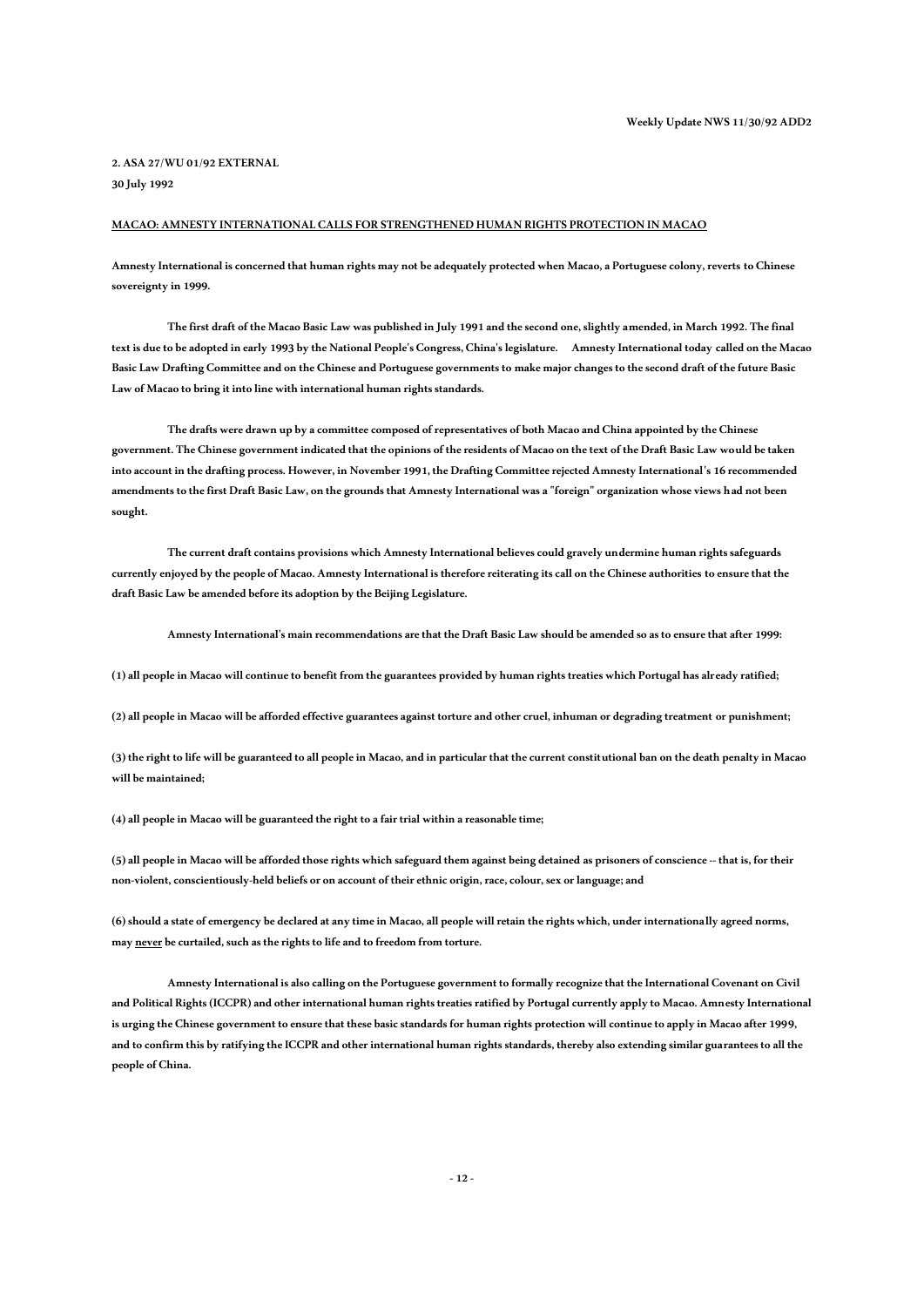2. ASA 27/WU 01/92 EXTERNAL

30 July 1992

**MACAO: AMNESTY INTERNATIONAL CALLS FOR STRENGTHENED HUMAN RIGHTS PROTECTION IN MACAO**

Amnesty International is concerned that human rights may not be adequately protected when Macao, a Portuguese colony, reverts to Chinese sovereignty in 1999.

The first draft of the Macao Basic Law was published in July 1991 and the second one, slightly amended, in March 1992. The final text is due to be adopted in early 1993 by the National People's Congress, China's legislature. Amnesty International today called on the Macao Basic Law Drafting Committee and on the Chinese and Portuguese governments to make major changes to the second draft of the future Basic Law of Macao to bring it into line with international human rights standards.

The drafts were drawn up by a committee composed of representatives of both Macao and China appointed by the Chinese government. The Chinese government indicated that the opinions of the residents of Macao on the text of the Draft Basic Law would be taken into account in the drafting process. However, in November 1991, the Drafting Committee rejected Amnesty International's 16 recommended amendments to the first Draft Basic Law, on the grounds that Amnesty International was a "foreign" organization whose views had not been sought.

The current draft contains provisions which Amnesty International believes could gravely undermine human rights safeguards currently enjoyed by the people of Macao. Amnesty International is therefore reiterating its call on the Chinese authorities to ensure that the draft Basic Law be amended before its adoption by the Beijing Legislature.

Amnesty International's main recommendations are that the Draft Basic Law should be amended so as to ensure that after 1999:

(1) all people in Macao will continue to benefit from the guarantees provided by human rights treaties which Portugal has already ratified;

(2) all people in Macao will be afforded effective guarantees against torture and other cruel, inhuman or degrading treatment or punishment;

(3) the right to life will be guaranteed to all people in Macao, and in particular that the current constitutional ban on the death penalty in Macao will be maintained;

(4) all people in Macao will be guaranteed the right to a fair trial within a reasonable time;

(5) all people in Macao will be afforded those rights which safeguard them against being detained as prisoners of conscience -- that is, for their non-violent, conscientiously-held beliefs or on account of their ethnic origin, race, colour, sex or language; and

(6) should a state of emergency be declared at any time in Macao, all people will retain the rights which, under internationally agreed norms, may never be curtailed, such as the rights to life and to freedom from torture.

Amnesty International is also calling on the Portuguese government to formally recognize that the International Covenant on Civil and Political Rights (ICCPR) and other international human rights treaties ratified by Portugal currently apply to Macao. Amnesty International is urging the Chinese government to ensure that these basic standards for human rights protection will continue to apply in Macao after 1999, and to confirm this by ratifying the ICCPR and other international human rights standards, thereby also extending similar guarantees to all the people of China.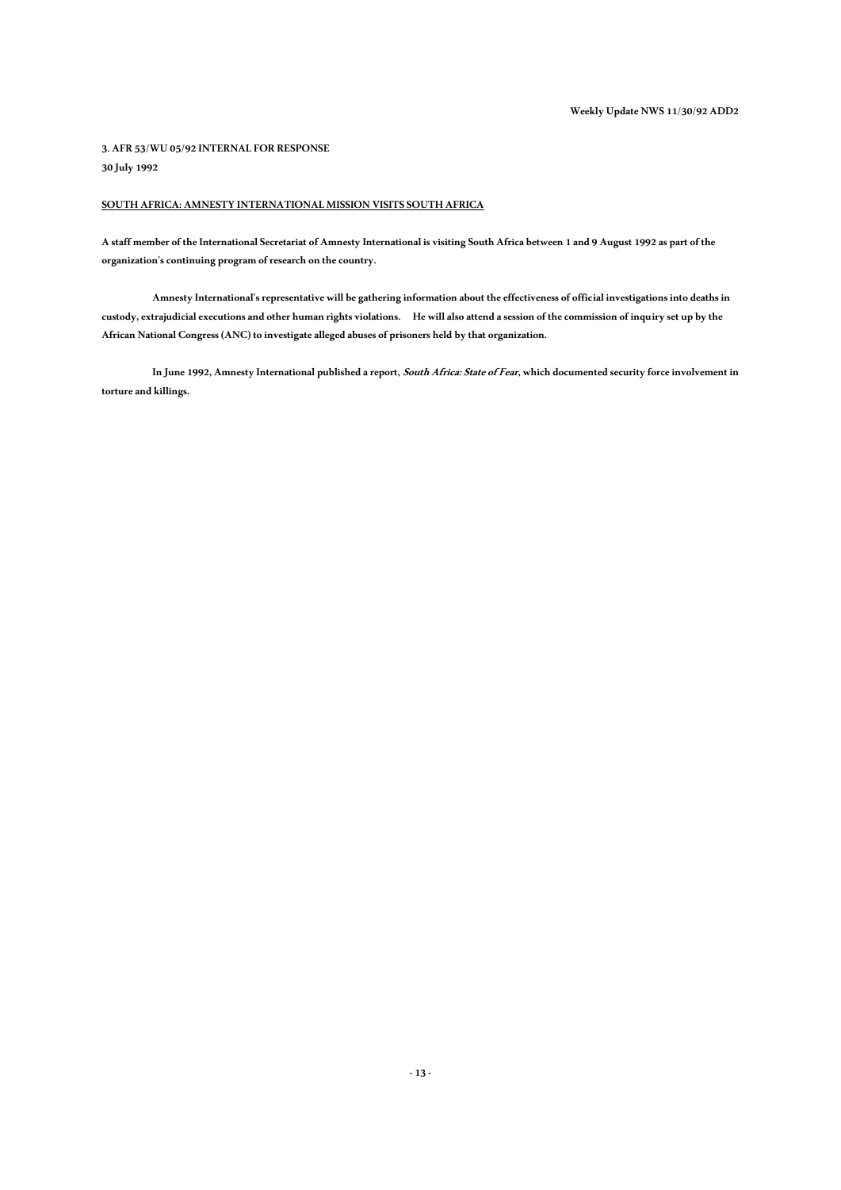**3. AFR 53/WU 05/92 INTERNAL FOR RESPONSE**
**30 July 1992**

**SOUTH AFRICA: AMNESTY INTERNATIONAL MISSION VISITS SOUTH AFRICA**

**A staff member of the International Secretariat of Amnesty International is visiting South Africa between 1 and 9 August 1992 as part of the organization's continuing program of research on the country.**

**Amnesty International's representative will be gathering information about the effectiveness of official investigations into deaths in custody, extrajudicial executions and other human rights violations. He will also attend a session of the commission of inquiry set up by the African National Congress (ANC) to investigate alleged abuses of prisoners held by that organization.**

**In June 1992, Amnesty International published a report, *South Africa: State of Fear*, which documented security force involvement in torture and killings.**